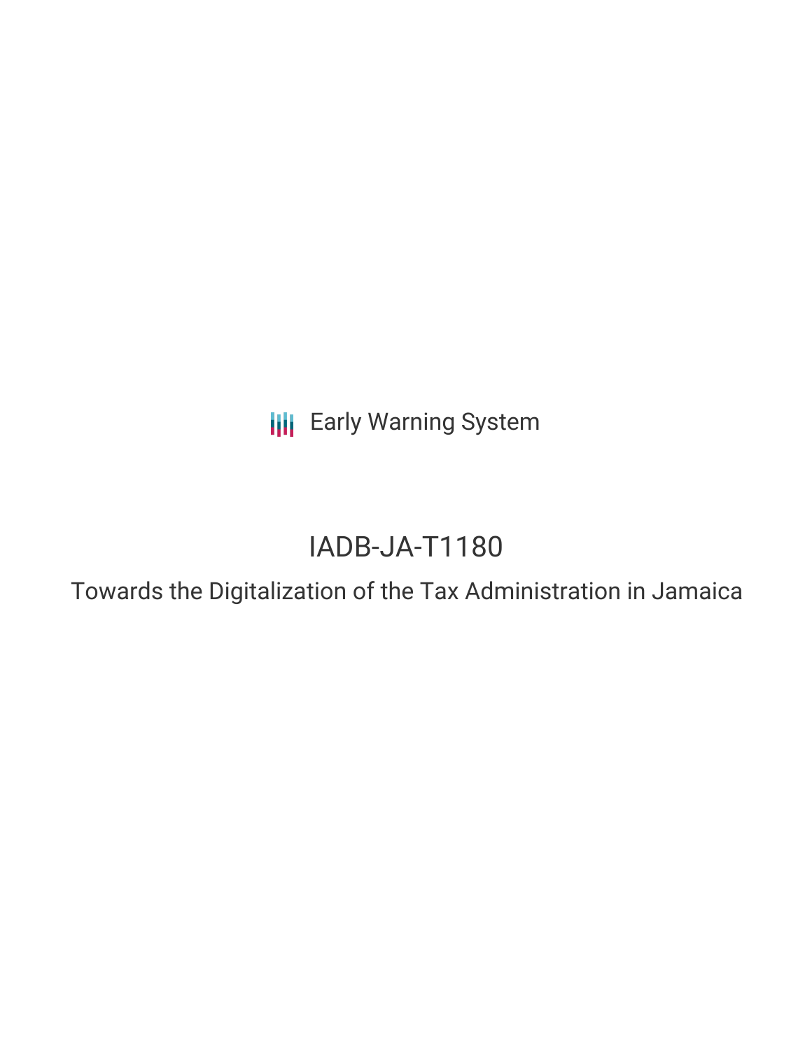Early Warning System

# IADB-JA-T1180

## Towards the Digitalization of the Tax Administration in Jamaica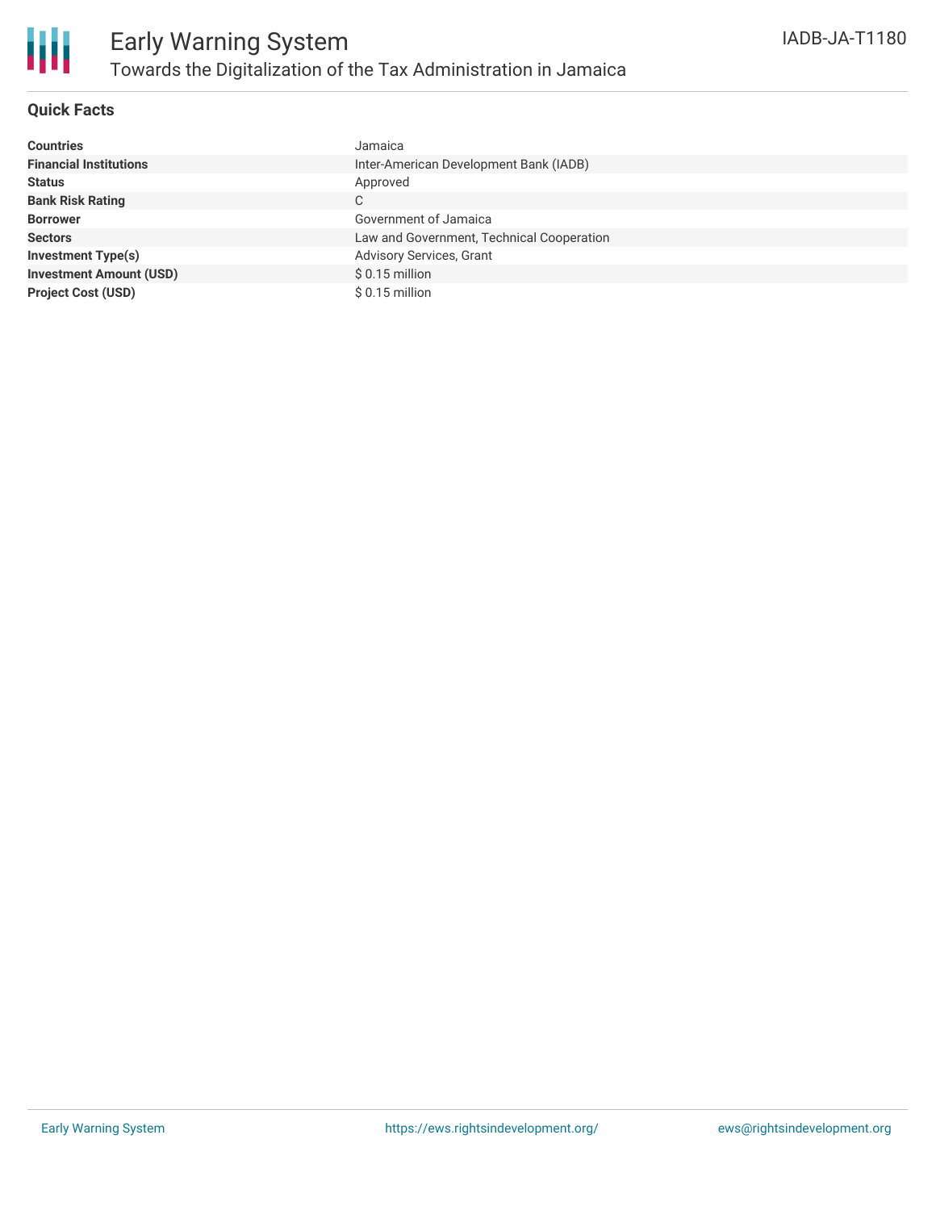# Early Warning System

## Towards the Digitalization of the Tax Administration in Jamaica

IADB-JA-T1180

### Quick Facts

| | |
|---|---|
| **Countries** | Jamaica |
| **Financial Institutions** | Inter-American Development Bank (IADB) |
| **Status** | Approved |
| **Bank Risk Rating** | C |
| **Borrower** | Government of Jamaica |
| **Sectors** | Law and Government, Technical Cooperation |
| **Investment Type(s)** | Advisory Services, Grant |
| **Investment Amount (USD)** | $ 0.15 million |
| **Project Cost (USD)** | $ 0.15 million |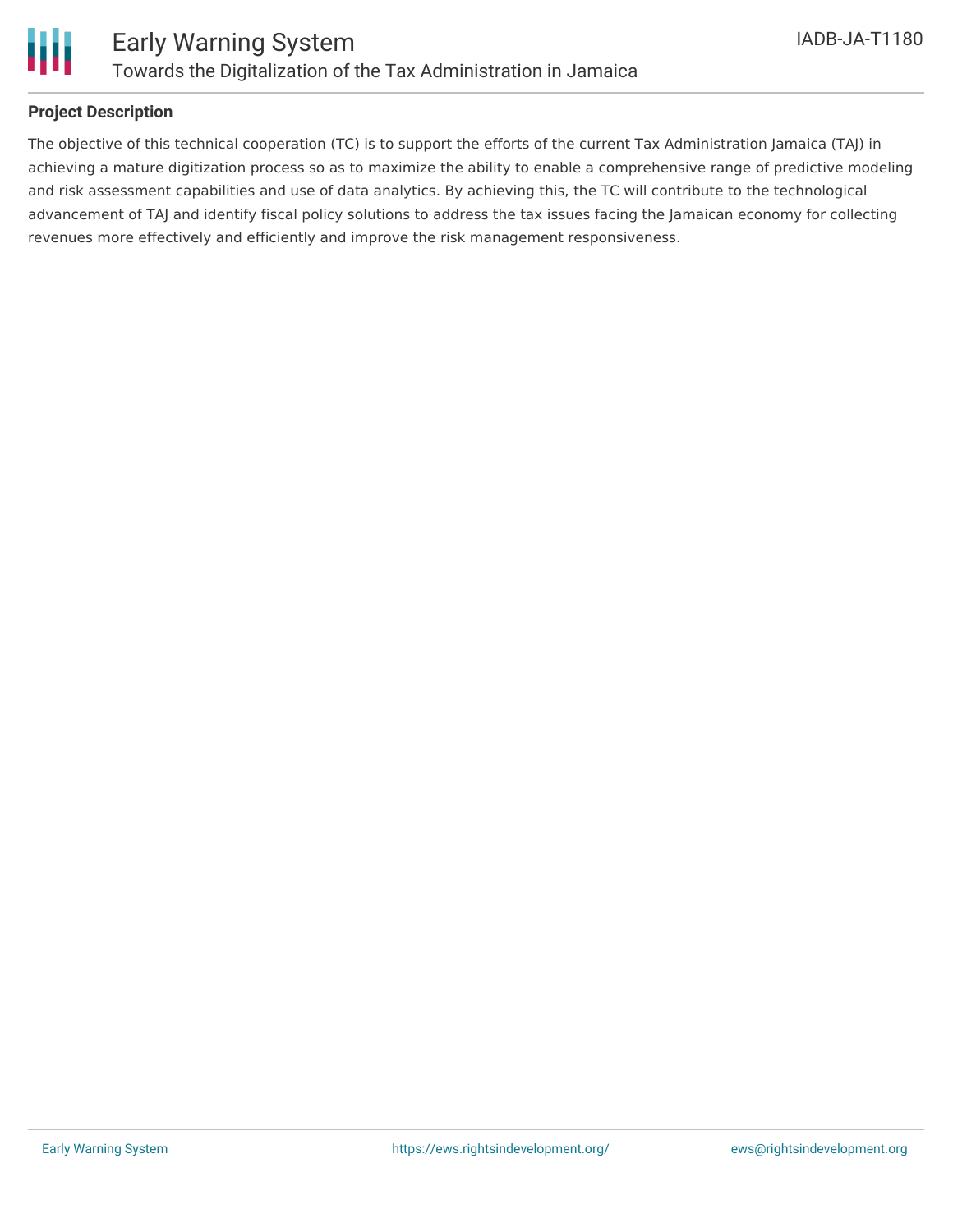## Project Description

The objective of this technical cooperation (TC) is to support the efforts of the current Tax Administration Jamaica (TAJ) in achieving a mature digitization process so as to maximize the ability to enable a comprehensive range of predictive modeling and risk assessment capabilities and use of data analytics. By achieving this, the TC will contribute to the technological advancement of TAJ and identify fiscal policy solutions to address the tax issues facing the Jamaican economy for collecting revenues more effectively and efficiently and improve the risk management responsiveness.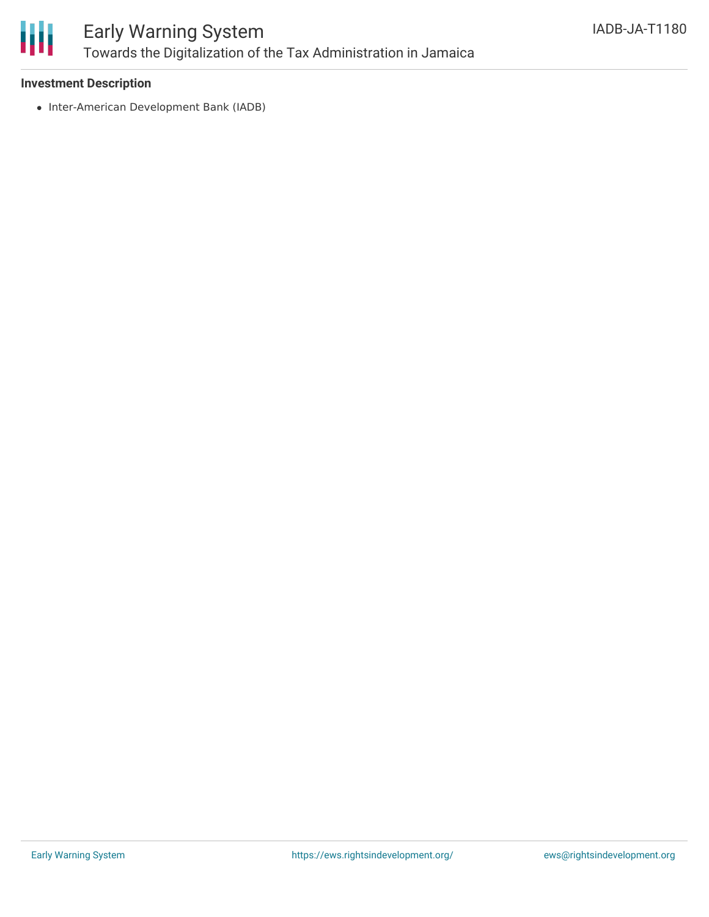**Investment Description**

- Inter-American Development Bank (IADB)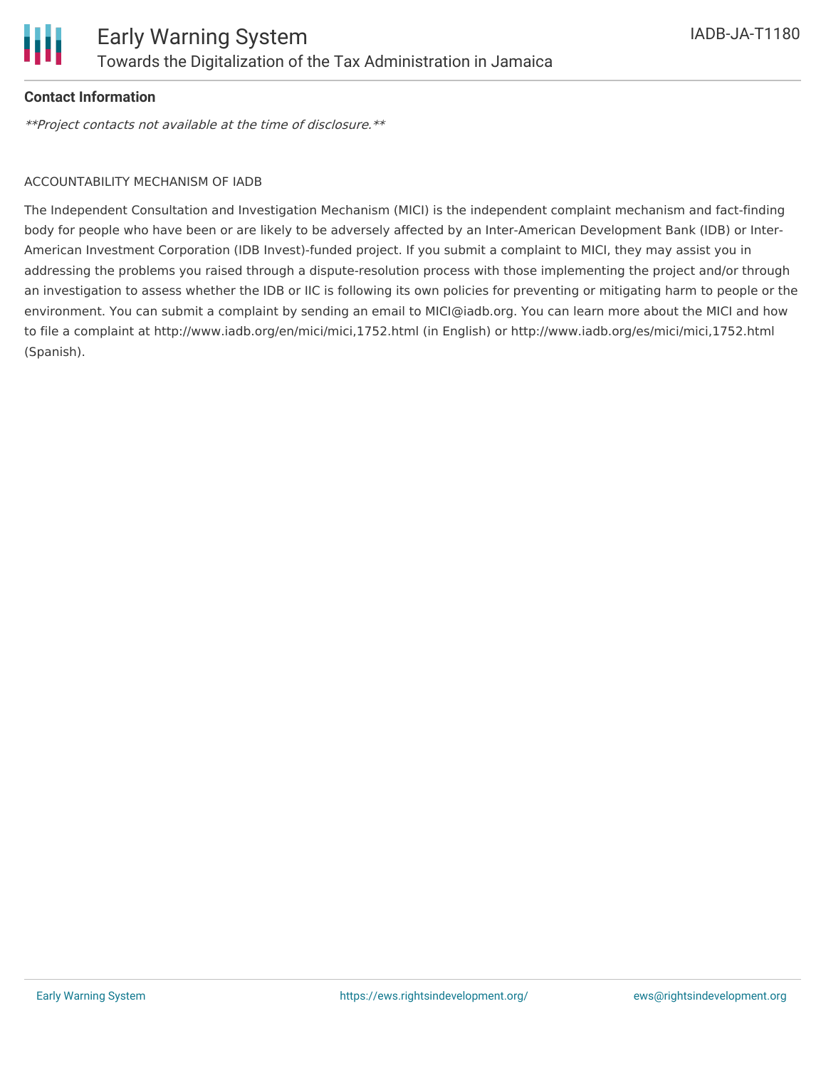**Contact Information**

*\*\*Project contacts not available at the time of disclosure.\*\**

ACCOUNTABILITY MECHANISM OF IADB

The Independent Consultation and Investigation Mechanism (MICI) is the independent complaint mechanism and fact-finding body for people who have been or are likely to be adversely affected by an Inter-American Development Bank (IDB) or Inter-American Investment Corporation (IDB Invest)-funded project. If you submit a complaint to MICI, they may assist you in addressing the problems you raised through a dispute-resolution process with those implementing the project and/or through an investigation to assess whether the IDB or IIC is following its own policies for preventing or mitigating harm to people or the environment. You can submit a complaint by sending an email to MICI@iadb.org. You can learn more about the MICI and how to file a complaint at http://www.iadb.org/en/mici/mici,1752.html (in English) or http://www.iadb.org/es/mici/mici,1752.html (Spanish).